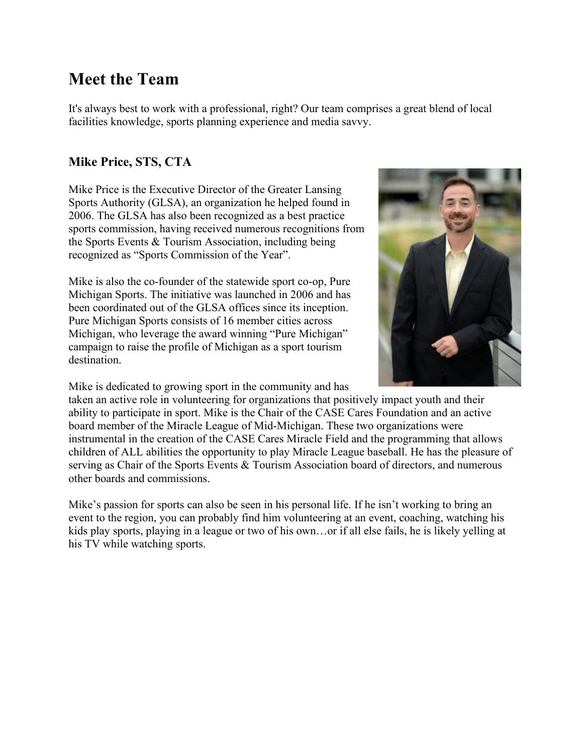# Meet the Team

It's always best to work with a professional, right? Our team comprises a great blend of local facilities knowledge, sports planning experience and media savvy.

## Mike Price, STS, CTA

Mike Price is the Executive Director of the Greater Lansing Sports Authority (GLSA), an organization he helped found in 2006. The GLSA has also been recognized as a best practice sports commission, having received numerous recognitions from the Sports Events & Tourism Association, including being recognized as "Sports Commission of the Year".

Mike is also the co-founder of the statewide sport co-op, Pure Michigan Sports. The initiative was launched in 2006 and has been coordinated out of the GLSA offices since its inception. Pure Michigan Sports consists of 16 member cities across Michigan, who leverage the award winning "Pure Michigan" campaign to raise the profile of Michigan as a sport tourism destination.

Mike is dedicated to growing sport in the community and has taken an active role in volunteering for organizations that positively impact youth and their ability to participate in sport. Mike is the Chair of the CASE Cares Foundation and an active board member of the Miracle League of Mid-Michigan. These two organizations were instrumental in the creation of the CASE Cares Miracle Field and the programming that allows children of ALL abilities the opportunity to play Miracle League baseball. He has the pleasure of serving as Chair of the Sports Events & Tourism Association board of directors, and numerous other boards and commissions.

Mike's passion for sports can also be seen in his personal life. If he isn't working to bring an event to the region, you can probably find him volunteering at an event, coaching, watching his kids play sports, playing in a league or two of his own…or if all else fails, he is likely yelling at his TV while watching sports.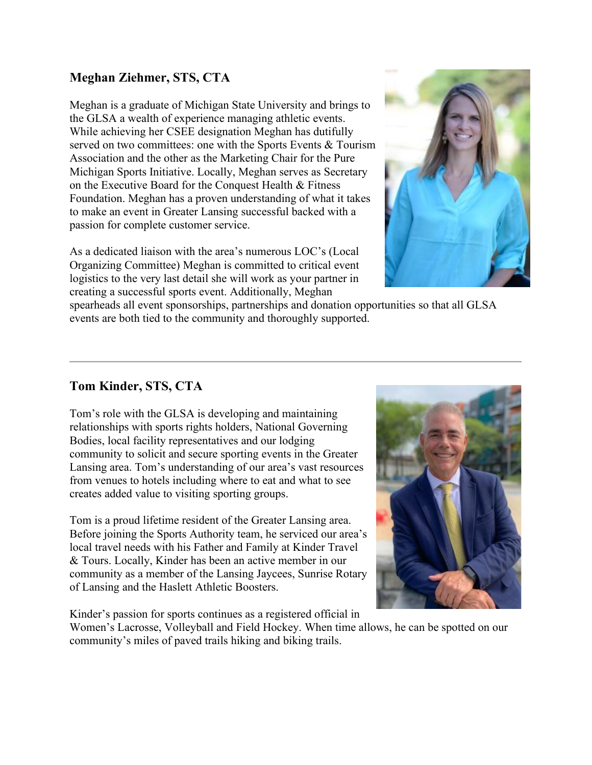### Meghan Ziehmer, STS, CTA

Meghan is a graduate of Michigan State University and brings to the GLSA a wealth of experience managing athletic events. While achieving her CSEE designation Meghan has dutifully served on two committees: one with the Sports Events & Tourism Association and the other as the Marketing Chair for the Pure Michigan Sports Initiative. Locally, Meghan serves as Secretary on the Executive Board for the Conquest Health & Fitness Foundation. Meghan has a proven understanding of what it takes to make an event in Greater Lansing successful backed with a passion for complete customer service.

As a dedicated liaison with the area's numerous LOC's (Local Organizing Committee) Meghan is committed to critical event logistics to the very last detail she will work as your partner in creating a successful sports event. Additionally, Meghan spearheads all event sponsorships, partnerships and donation opportunities so that all GLSA events are both tied to the community and thoroughly supported.

---

### Tom Kinder, STS, CTA

Tom's role with the GLSA is developing and maintaining relationships with sports rights holders, National Governing Bodies, local facility representatives and our lodging community to solicit and secure sporting events in the Greater Lansing area. Tom's understanding of our area's vast resources from venues to hotels including where to eat and what to see creates added value to visiting sporting groups.

Tom is a proud lifetime resident of the Greater Lansing area. Before joining the Sports Authority team, he serviced our area's local travel needs with his Father and Family at Kinder Travel & Tours. Locally, Kinder has been an active member in our community as a member of the Lansing Jaycees, Sunrise Rotary of Lansing and the Haslett Athletic Boosters.

Kinder's passion for sports continues as a registered official in Women's Lacrosse, Volleyball and Field Hockey. When time allows, he can be spotted on our community's miles of paved trails hiking and biking trails.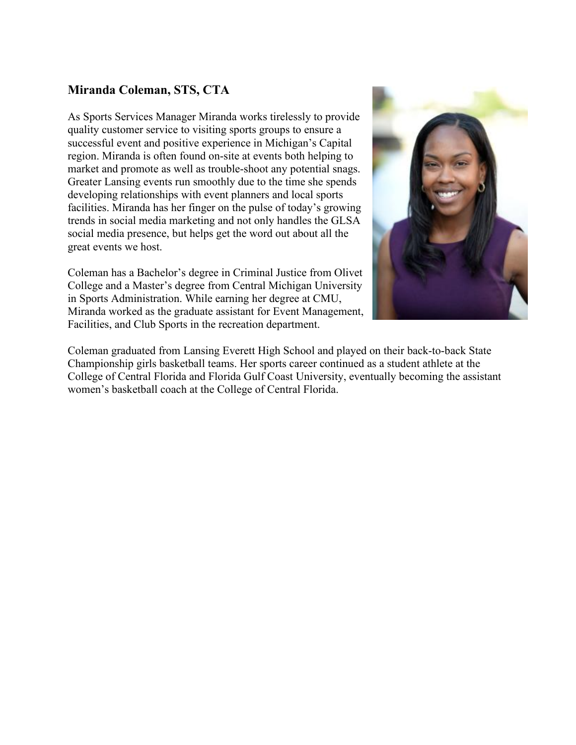### Miranda Coleman, STS, CTA

As Sports Services Manager Miranda works tirelessly to provide quality customer service to visiting sports groups to ensure a successful event and positive experience in Michigan's Capital region. Miranda is often found on-site at events both helping to market and promote as well as trouble-shoot any potential snags. Greater Lansing events run smoothly due to the time she spends developing relationships with event planners and local sports facilities. Miranda has her finger on the pulse of today's growing trends in social media marketing and not only handles the GLSA social media presence, but helps get the word out about all the great events we host.

Coleman has a Bachelor's degree in Criminal Justice from Olivet College and a Master's degree from Central Michigan University in Sports Administration. While earning her degree at CMU, Miranda worked as the graduate assistant for Event Management, Facilities, and Club Sports in the recreation department.

Coleman graduated from Lansing Everett High School and played on their back-to-back State Championship girls basketball teams. Her sports career continued as a student athlete at the College of Central Florida and Florida Gulf Coast University, eventually becoming the assistant women's basketball coach at the College of Central Florida.